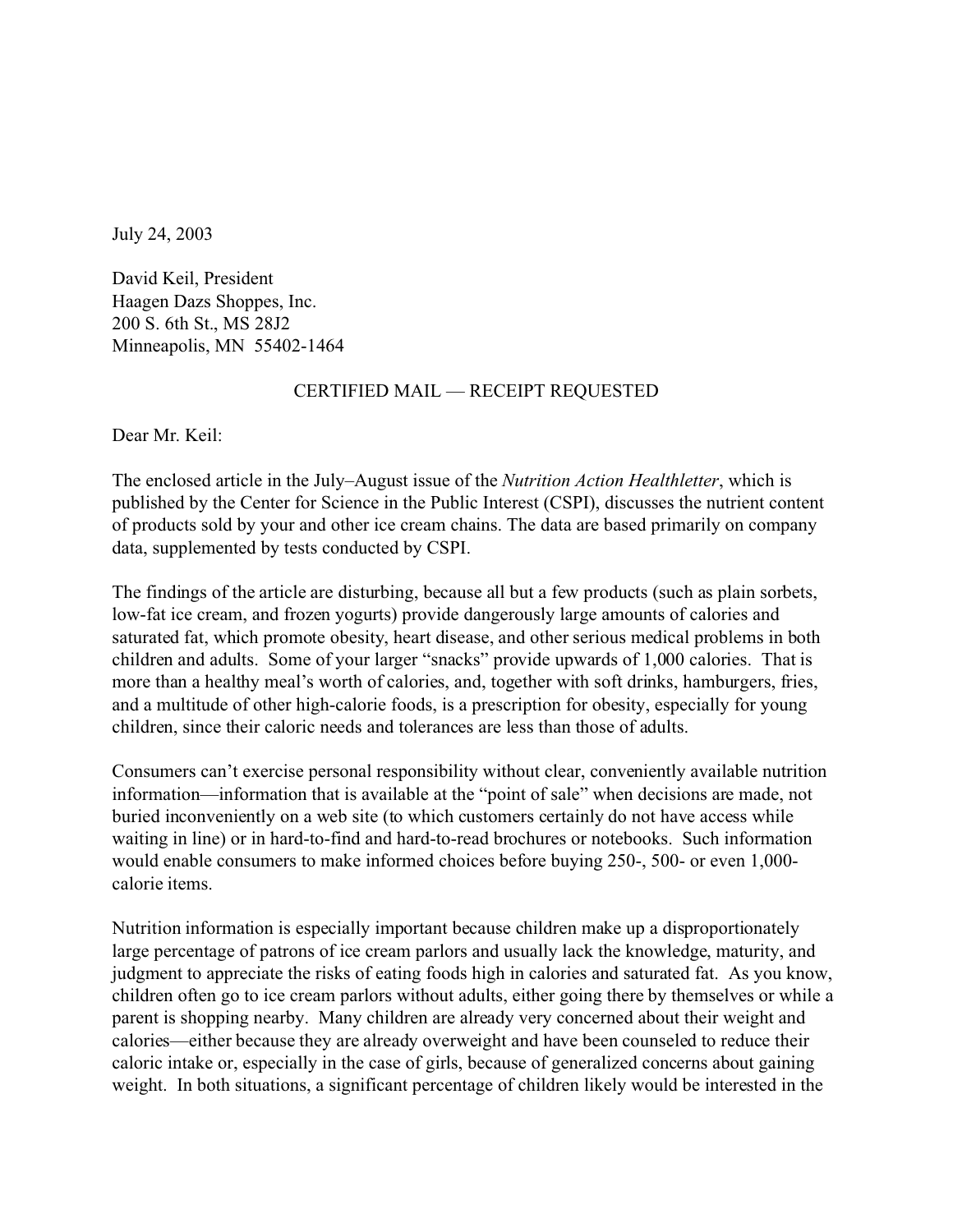July 24, 2003

David Keil, President
Haagen Dazs Shoppes, Inc.
200 S. 6th St., MS 28J2
Minneapolis, MN 55402-1464

CERTIFIED MAIL — RECEIPT REQUESTED

Dear Mr. Keil:

The enclosed article in the July–August issue of the *Nutrition Action Healthletter*, which is published by the Center for Science in the Public Interest (CSPI), discusses the nutrient content of products sold by your and other ice cream chains. The data are based primarily on company data, supplemented by tests conducted by CSPI.

The findings of the article are disturbing, because all but a few products (such as plain sorbets, low-fat ice cream, and frozen yogurts) provide dangerously large amounts of calories and saturated fat, which promote obesity, heart disease, and other serious medical problems in both children and adults. Some of your larger "snacks" provide upwards of 1,000 calories. That is more than a healthy meal's worth of calories, and, together with soft drinks, hamburgers, fries, and a multitude of other high-calorie foods, is a prescription for obesity, especially for young children, since their caloric needs and tolerances are less than those of adults.

Consumers can't exercise personal responsibility without clear, conveniently available nutrition information—information that is available at the "point of sale" when decisions are made, not buried inconveniently on a web site (to which customers certainly do not have access while waiting in line) or in hard-to-find and hard-to-read brochures or notebooks. Such information would enable consumers to make informed choices before buying 250-, 500- or even 1,000-calorie items.

Nutrition information is especially important because children make up a disproportionately large percentage of patrons of ice cream parlors and usually lack the knowledge, maturity, and judgment to appreciate the risks of eating foods high in calories and saturated fat. As you know, children often go to ice cream parlors without adults, either going there by themselves or while a parent is shopping nearby. Many children are already very concerned about their weight and calories—either because they are already overweight and have been counseled to reduce their caloric intake or, especially in the case of girls, because of generalized concerns about gaining weight. In both situations, a significant percentage of children likely would be interested in the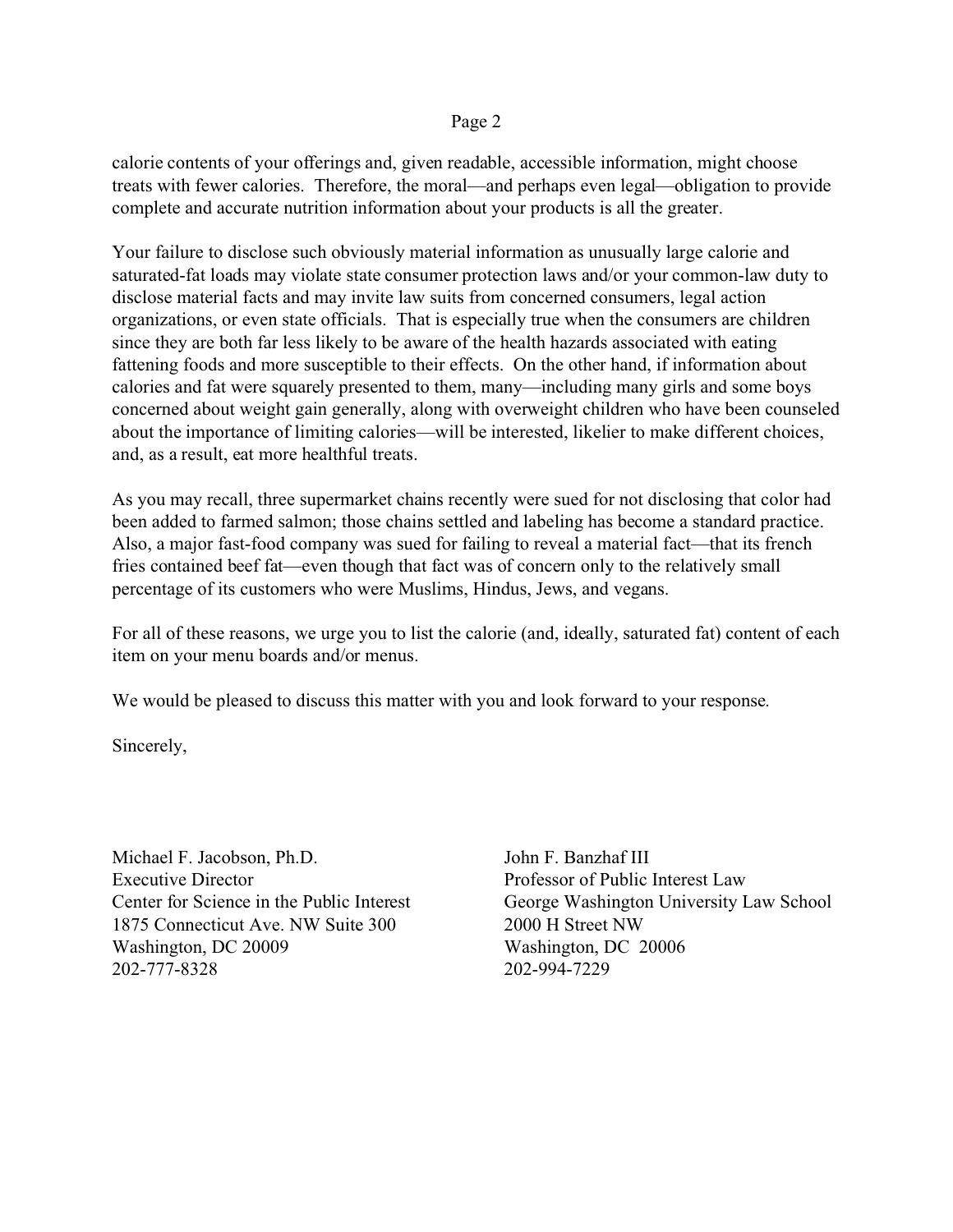calorie contents of your offerings and, given readable, accessible information, might choose treats with fewer calories. Therefore, the moral—and perhaps even legal—obligation to provide complete and accurate nutrition information about your products is all the greater.

Your failure to disclose such obviously material information as unusually large calorie and saturated-fat loads may violate state consumer protection laws and/or your common-law duty to disclose material facts and may invite law suits from concerned consumers, legal action organizations, or even state officials. That is especially true when the consumers are children since they are both far less likely to be aware of the health hazards associated with eating fattening foods and more susceptible to their effects. On the other hand, if information about calories and fat were squarely presented to them, many—including many girls and some boys concerned about weight gain generally, along with overweight children who have been counseled about the importance of limiting calories—will be interested, likelier to make different choices, and, as a result, eat more healthful treats.

As you may recall, three supermarket chains recently were sued for not disclosing that color had been added to farmed salmon; those chains settled and labeling has become a standard practice. Also, a major fast-food company was sued for failing to reveal a material fact—that its french fries contained beef fat—even though that fact was of concern only to the relatively small percentage of its customers who were Muslims, Hindus, Jews, and vegans.

For all of these reasons, we urge you to list the calorie (and, ideally, saturated fat) content of each item on your menu boards and/or menus.

We would be pleased to discuss this matter with you and look forward to your response.

Sincerely,

Michael F. Jacobson, Ph.D.
Executive Director
Center for Science in the Public Interest
1875 Connecticut Ave. NW Suite 300
Washington, DC 20009
202-777-8328

John F. Banzhaf III
Professor of Public Interest Law
George Washington University Law School
2000 H Street NW
Washington, DC 20006
202-994-7229